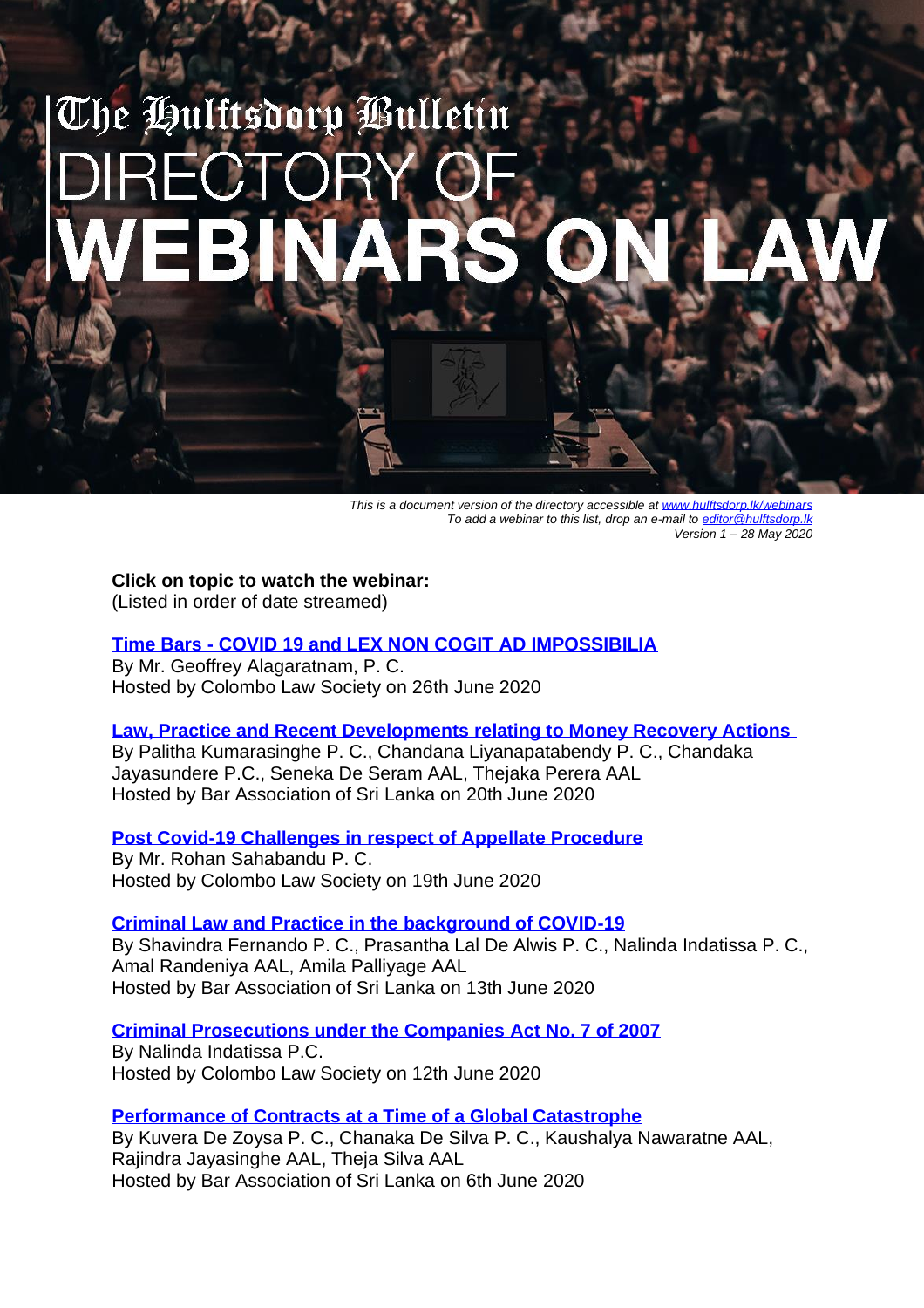# The Hulftsdorp Bulletin
# DIRECTORY OF WEBINARS ON LAW

*This is a document version of the directory accessible at [www.hulftsdorp.lk/webinars](http://www.hulftsdorp.lk/webinars)*
*To add a webinar to this list, drop an e-mail to [editor@hulftsdorp.lk](mailto:editor@hulftsdorp.lk)*
*Version 1 – 28 May 2020*

**Click on topic to watch the webinar:**
(Listed in order of date streamed)

**Time Bars - COVID 19 and LEX NON COGIT AD IMPOSSIBILIA**
By Mr. Geoffrey Alagaratnam, P. C.
Hosted by Colombo Law Society on 26th June 2020

**Law, Practice and Recent Developments relating to Money Recovery Actions**
By Palitha Kumarasinghe P. C., Chandana Liyanapatabendy P. C., Chandaka Jayasundere P.C., Seneka De Seram AAL, Thejaka Perera AAL
Hosted by Bar Association of Sri Lanka on 20th June 2020

**Post Covid-19 Challenges in respect of Appellate Procedure**
By Mr. Rohan Sahabandu P. C.
Hosted by Colombo Law Society on 19th June 2020

**Criminal Law and Practice in the background of COVID-19**
By Shavindra Fernando P. C., Prasantha Lal De Alwis P. C., Nalinda Indatissa P. C., Amal Randeniya AAL, Amila Palliyage AAL
Hosted by Bar Association of Sri Lanka on 13th June 2020

**Criminal Prosecutions under the Companies Act No. 7 of 2007**
By Nalinda Indatissa P.C.
Hosted by Colombo Law Society on 12th June 2020

**Performance of Contracts at a Time of a Global Catastrophe**
By Kuvera De Zoysa P. C., Chanaka De Silva P. C., Kaushalya Nawaratne AAL, Rajindra Jayasinghe AAL, Theja Silva AAL
Hosted by Bar Association of Sri Lanka on 6th June 2020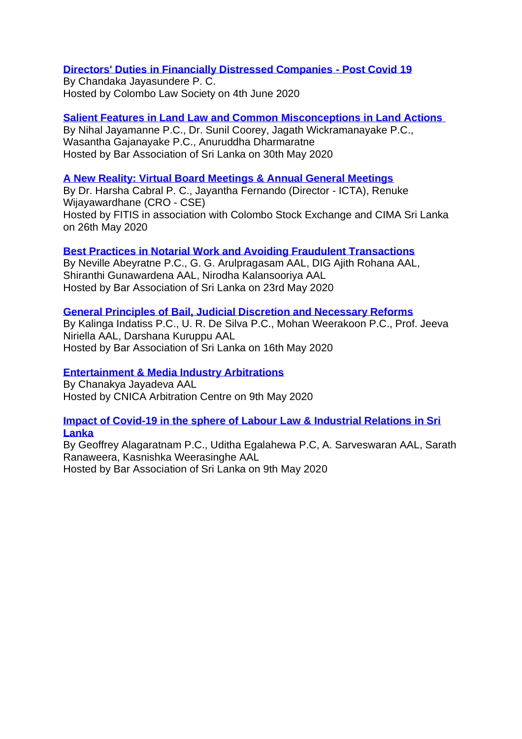**[Directors' Duties in Financially Distressed Companies - Post Covid 19]**
By Chandaka Jayasundere P. C.
Hosted by Colombo Law Society on 4th June 2020

**[Salient Features in Land Law and Common Misconceptions in Land Actions]**
By Nihal Jayamanne P.C., Dr. Sunil Coorey, Jagath Wickramanayake P.C., Wasantha Gajanayake P.C., Anuruddha Dharmaratne
Hosted by Bar Association of Sri Lanka on 30th May 2020

**[A New Reality: Virtual Board Meetings & Annual General Meetings]**
By Dr. Harsha Cabral P. C., Jayantha Fernando (Director - ICTA), Renuke Wijayawardhane (CRO - CSE)
Hosted by FITIS in association with Colombo Stock Exchange and CIMA Sri Lanka on 26th May 2020

**[Best Practices in Notarial Work and Avoiding Fraudulent Transactions]**
By Neville Abeyratne P.C., G. G. Arulpragasam AAL, DIG Ajith Rohana AAL, Shiranthi Gunawardena AAL, Nirodha Kalansooriya AAL
Hosted by Bar Association of Sri Lanka on 23rd May 2020

**[General Principles of Bail, Judicial Discretion and Necessary Reforms]**
By Kalinga Indatiss P.C., U. R. De Silva P.C., Mohan Weerakoon P.C., Prof. Jeeva Niriella AAL, Darshana Kuruppu AAL
Hosted by Bar Association of Sri Lanka on 16th May 2020

**[Entertainment & Media Industry Arbitrations]**
By Chanakya Jayadeva AAL
Hosted by CNICA Arbitration Centre on 9th May 2020

**[Impact of Covid-19 in the sphere of Labour Law & Industrial Relations in Sri Lanka]**
By Geoffrey Alagaratnam P.C., Uditha Egalahewa P.C, A. Sarveswaran AAL, Sarath Ranaweera, Kasnishka Weerasinghe AAL
Hosted by Bar Association of Sri Lanka on 9th May 2020